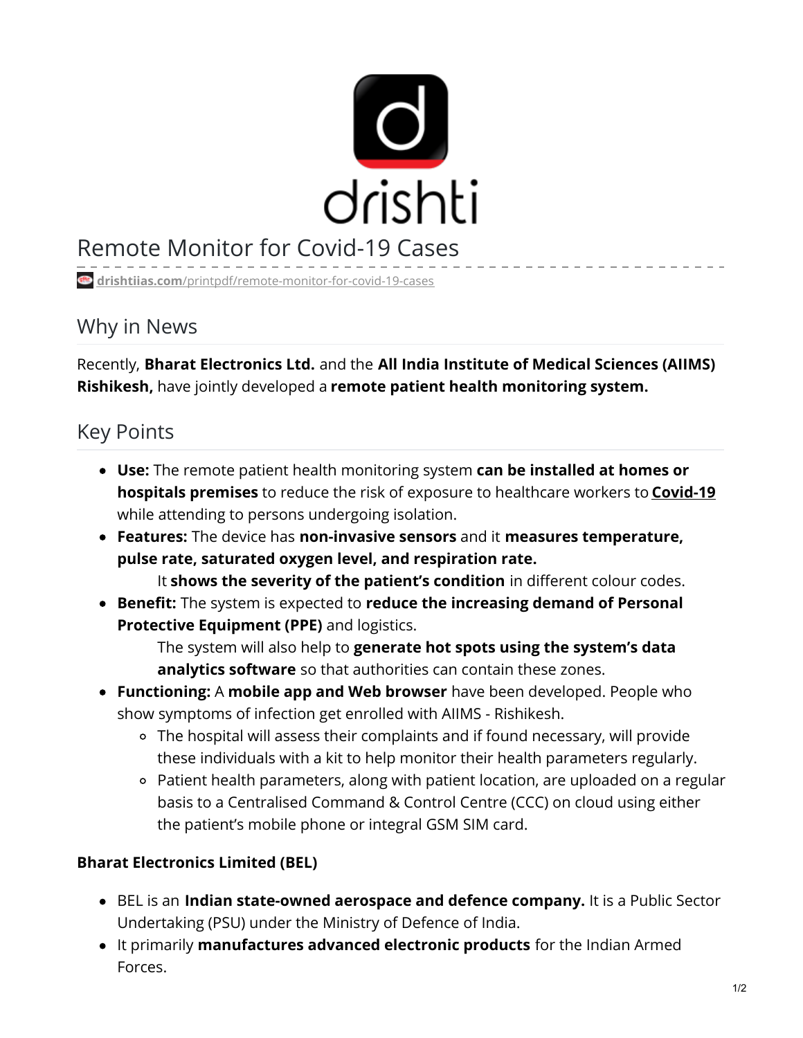# Remote Monitor for Covid-19 Cases

drishtiias.com/printpdf/remote-monitor-for-covid-19-cases

## Why in News

Recently, **Bharat Electronics Ltd.** and the **All India Institute of Medical Sciences (AIIMS) Rishikesh,** have jointly developed a **remote patient health monitoring system.**

## Key Points

- **Use:** The remote patient health monitoring system **can be installed at homes or hospitals premises** to reduce the risk of exposure to healthcare workers to **Covid-19** while attending to persons undergoing isolation.
- **Features:** The device has **non-invasive sensors** and it **measures temperature, pulse rate, saturated oxygen level, and respiration rate.**
  - It **shows the severity of the patient's condition** in different colour codes.
- **Benefit:** The system is expected to **reduce the increasing demand of Personal Protective Equipment (PPE)** and logistics.
  - The system will also help to **generate hot spots using the system's data analytics software** so that authorities can contain these zones.
- **Functioning:** A **mobile app and Web browser** have been developed. People who show symptoms of infection get enrolled with AIIMS - Rishikesh.
  - The hospital will assess their complaints and if found necessary, will provide these individuals with a kit to help monitor their health parameters regularly.
  - Patient health parameters, along with patient location, are uploaded on a regular basis to a Centralised Command & Control Centre (CCC) on cloud using either the patient's mobile phone or integral GSM SIM card.

**Bharat Electronics Limited (BEL)**

- BEL is an **Indian state-owned aerospace and defence company.** It is a Public Sector Undertaking (PSU) under the Ministry of Defence of India.
- It primarily **manufactures advanced electronic products** for the Indian Armed Forces.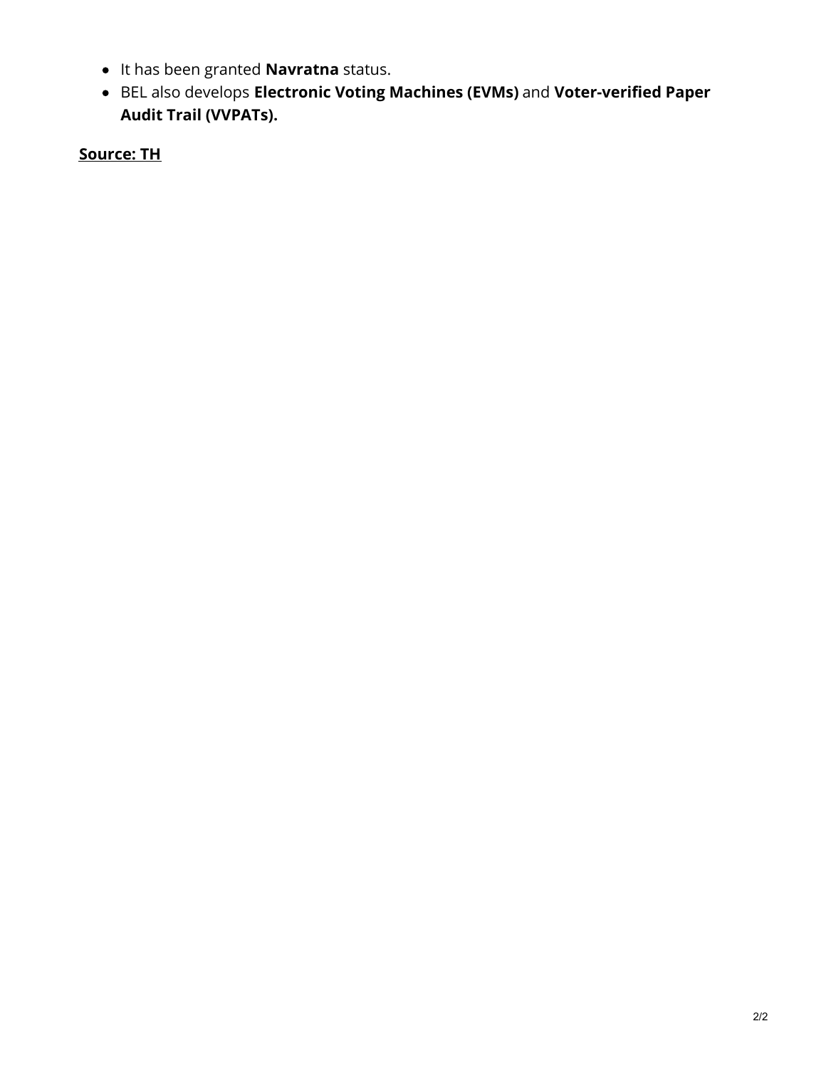- It has been granted **Navratna** status.
- BEL also develops **Electronic Voting Machines (EVMs)** and **Voter-verified Paper Audit Trail (VVPATs).**

**Source: TH**